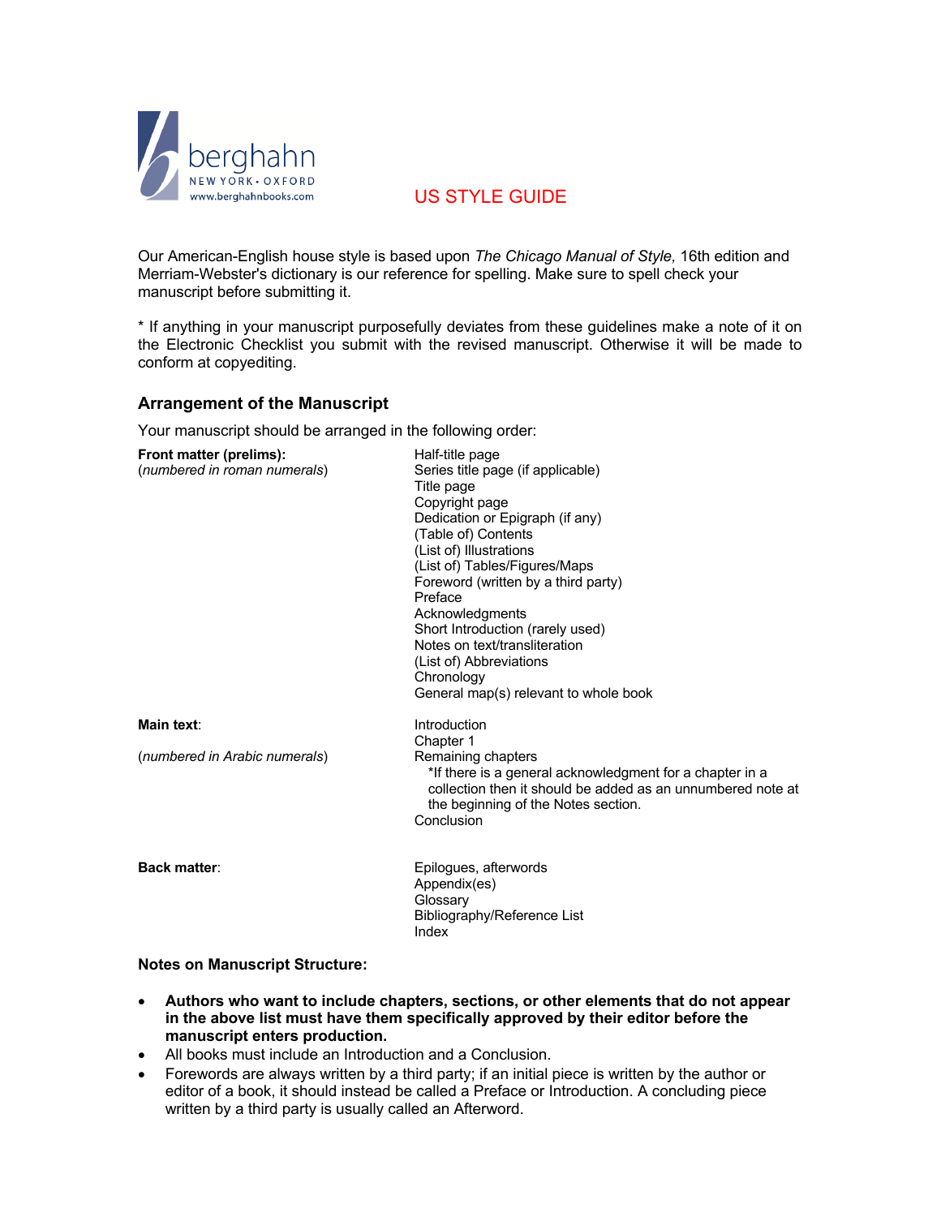# US STYLE GUIDE

Our American-English house style is based upon *The Chicago Manual of Style,* 16th edition and Merriam-Webster's dictionary is our reference for spelling. Make sure to spell check your manuscript before submitting it.

* If anything in your manuscript purposefully deviates from these guidelines make a note of it on the Electronic Checklist you submit with the revised manuscript. Otherwise it will be made to conform at copyediting.

## Arrangement of the Manuscript

Your manuscript should be arranged in the following order:

**Front matter (prelims):**
(*numbered in roman numerals*)

- Half-title page
- Series title page (if applicable)
- Title page
- Copyright page
- Dedication or Epigraph (if any)
- (Table of) Contents
- (List of) Illustrations
- (List of) Tables/Figures/Maps
- Foreword (written by a third party)
- Preface
- Acknowledgments
- Short Introduction (rarely used)
- Notes on text/transliteration
- (List of) Abbreviations
- Chronology
- General map(s) relevant to whole book

**Main text**:
(*numbered in Arabic numerals*)

- Introduction
- Chapter 1
- Remaining chapters
  - *If there is a general acknowledgment for a chapter in a collection then it should be added as an unnumbered note at the beginning of the Notes section.
- Conclusion

**Back matter**:

- Epilogues, afterwords
- Appendix(es)
- Glossary
- Bibliography/Reference List
- Index

**Notes on Manuscript Structure:**

- **Authors who want to include chapters, sections, or other elements that do not appear in the above list must have them specifically approved by their editor before the manuscript enters production.**
- All books must include an Introduction and a Conclusion.
- Forewords are always written by a third party; if an initial piece is written by the author or editor of a book, it should instead be called a Preface or Introduction. A concluding piece written by a third party is usually called an Afterword.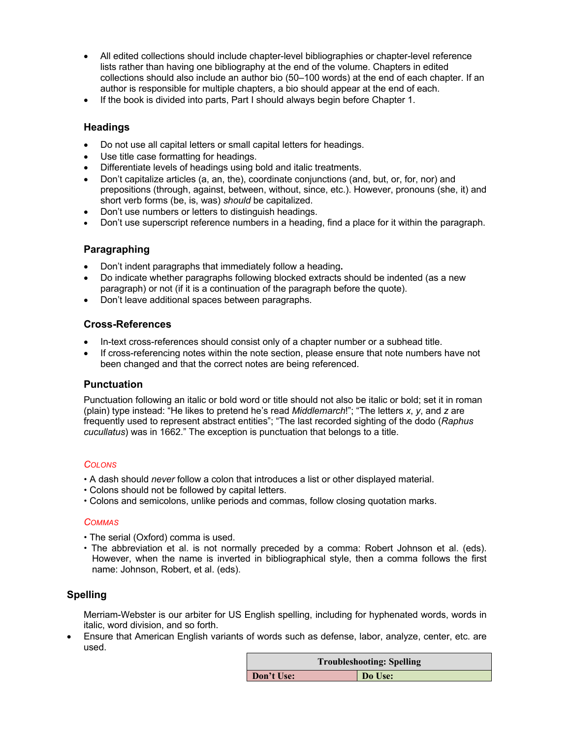- All edited collections should include chapter-level bibliographies or chapter-level reference lists rather than having one bibliography at the end of the volume. Chapters in edited collections should also include an author bio (50–100 words) at the end of each chapter. If an author is responsible for multiple chapters, a bio should appear at the end of each.
- If the book is divided into parts, Part I should always begin before Chapter 1.

## Headings

- Do not use all capital letters or small capital letters for headings.
- Use title case formatting for headings.
- Differentiate levels of headings using bold and italic treatments.
- Don't capitalize articles (a, an, the), coordinate conjunctions (and, but, or, for, nor) and prepositions (through, against, between, without, since, etc.). However, pronouns (she, it) and short verb forms (be, is, was) *should* be capitalized.
- Don't use numbers or letters to distinguish headings.
- Don't use superscript reference numbers in a heading, find a place for it within the paragraph.

## Paragraphing

- Don't indent paragraphs that immediately follow a heading**.**
- Do indicate whether paragraphs following blocked extracts should be indented (as a new paragraph) or not (if it is a continuation of the paragraph before the quote).
- Don't leave additional spaces between paragraphs.

## Cross-References

- In-text cross-references should consist only of a chapter number or a subhead title.
- If cross-referencing notes within the note section, please ensure that note numbers have not been changed and that the correct notes are being referenced.

## Punctuation

Punctuation following an italic or bold word or title should not also be italic or bold; set it in roman (plain) type instead: "He likes to pretend he's read *Middlemarch*!"; "The letters *x*, *y*, and *z* are frequently used to represent abstract entities"; "The last recorded sighting of the dodo (*Raphus cucullatus*) was in 1662." The exception is punctuation that belongs to a title.

### *Colons*

- A dash should *never* follow a colon that introduces a list or other displayed material.
- Colons should not be followed by capital letters.
- Colons and semicolons, unlike periods and commas, follow closing quotation marks.

### *Commas*

- The serial (Oxford) comma is used.
- The abbreviation et al. is not normally preceded by a comma: Robert Johnson et al. (eds). However, when the name is inverted in bibliographical style, then a comma follows the first name: Johnson, Robert, et al. (eds).

## Spelling

Merriam-Webster is our arbiter for US English spelling, including for hyphenated words, words in italic, word division, and so forth.

- Ensure that American English variants of words such as defense, labor, analyze, center, etc. are used.

| Troubleshooting: Spelling | |
|---|---|
| **Don't Use:** | **Do Use:** |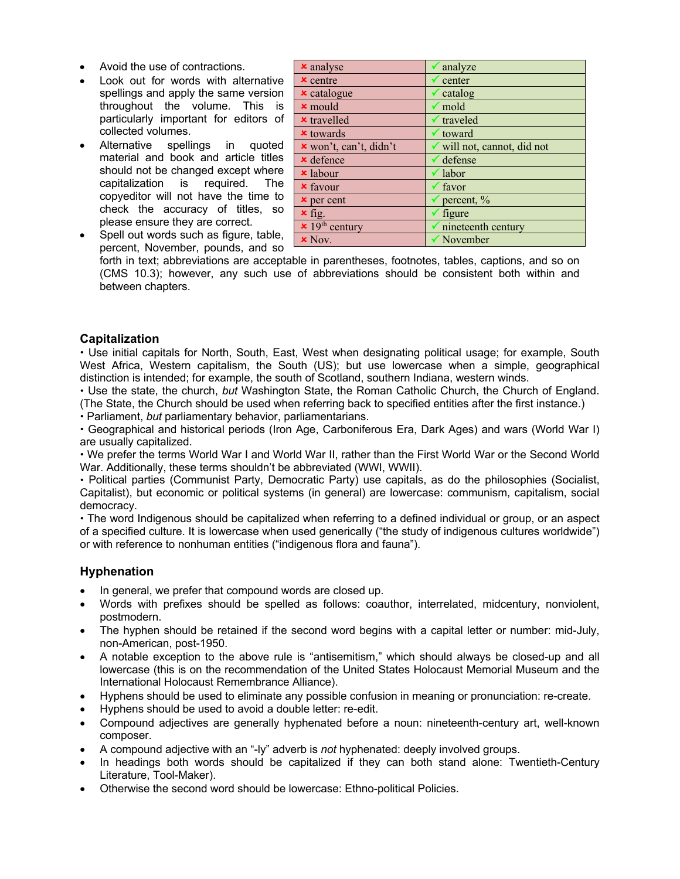- Avoid the use of contractions.
- Look out for words with alternative spellings and apply the same version throughout the volume. This is particularly important for editors of collected volumes.
- Alternative spellings in quoted material and book and article titles should not be changed except where capitalization is required. The copyeditor will not have the time to check the accuracy of titles, so please ensure they are correct.
- Spell out words such as figure, table, percent, November, pounds, and so forth in text; abbreviations are acceptable in parentheses, footnotes, tables, captions, and so on (CMS 10.3); however, any such use of abbreviations should be consistent both within and between chapters.

| ✗ | ✓ |
|---|---|
| ✗ analyse | ✓ analyze |
| ✗ centre | ✓ center |
| ✗ catalogue | ✓ catalog |
| ✗ mould | ✓ mold |
| ✗ travelled | ✓ traveled |
| ✗ towards | ✓ toward |
| ✗ won't, can't, didn't | ✓ will not, cannot, did not |
| ✗ defence | ✓ defense |
| ✗ labour | ✓ labor |
| ✗ favour | ✓ favor |
| ✗ per cent | ✓ percent, % |
| ✗ fig. | ✓ figure |
| ✗ 19th century | ✓ nineteenth century |
| ✗ Nov. | ✓ November |

## Capitalization

• Use initial capitals for North, South, East, West when designating political usage; for example, South West Africa, Western capitalism, the South (US); but use lowercase when a simple, geographical distinction is intended; for example, the south of Scotland, southern Indiana, western winds.
• Use the state, the church, *but* Washington State, the Roman Catholic Church, the Church of England. (The State, the Church should be used when referring back to specified entities after the first instance.)
• Parliament, *but* parliamentary behavior, parliamentarians.
• Geographical and historical periods (Iron Age, Carboniferous Era, Dark Ages) and wars (World War I) are usually capitalized.
• We prefer the terms World War I and World War II, rather than the First World War or the Second World War. Additionally, these terms shouldn't be abbreviated (WWI, WWII).
• Political parties (Communist Party, Democratic Party) use capitals, as do the philosophies (Socialist, Capitalist), but economic or political systems (in general) are lowercase: communism, capitalism, social democracy.
• The word Indigenous should be capitalized when referring to a defined individual or group, or an aspect of a specified culture. It is lowercase when used generically ("the study of indigenous cultures worldwide") or with reference to nonhuman entities ("indigenous flora and fauna").

## Hyphenation

- In general, we prefer that compound words are closed up.
- Words with prefixes should be spelled as follows: coauthor, interrelated, midcentury, nonviolent, postmodern.
- The hyphen should be retained if the second word begins with a capital letter or number: mid-July, non-American, post-1950.
- A notable exception to the above rule is "antisemitism," which should always be closed-up and all lowercase (this is on the recommendation of the United States Holocaust Memorial Museum and the International Holocaust Remembrance Alliance).
- Hyphens should be used to eliminate any possible confusion in meaning or pronunciation: re-create.
- Hyphens should be used to avoid a double letter: re-edit.
- Compound adjectives are generally hyphenated before a noun: nineteenth-century art, well-known composer.
- A compound adjective with an "-ly" adverb is *not* hyphenated: deeply involved groups.
- In headings both words should be capitalized if they can both stand alone: Twentieth-Century Literature, Tool-Maker).
- Otherwise the second word should be lowercase: Ethno-political Policies.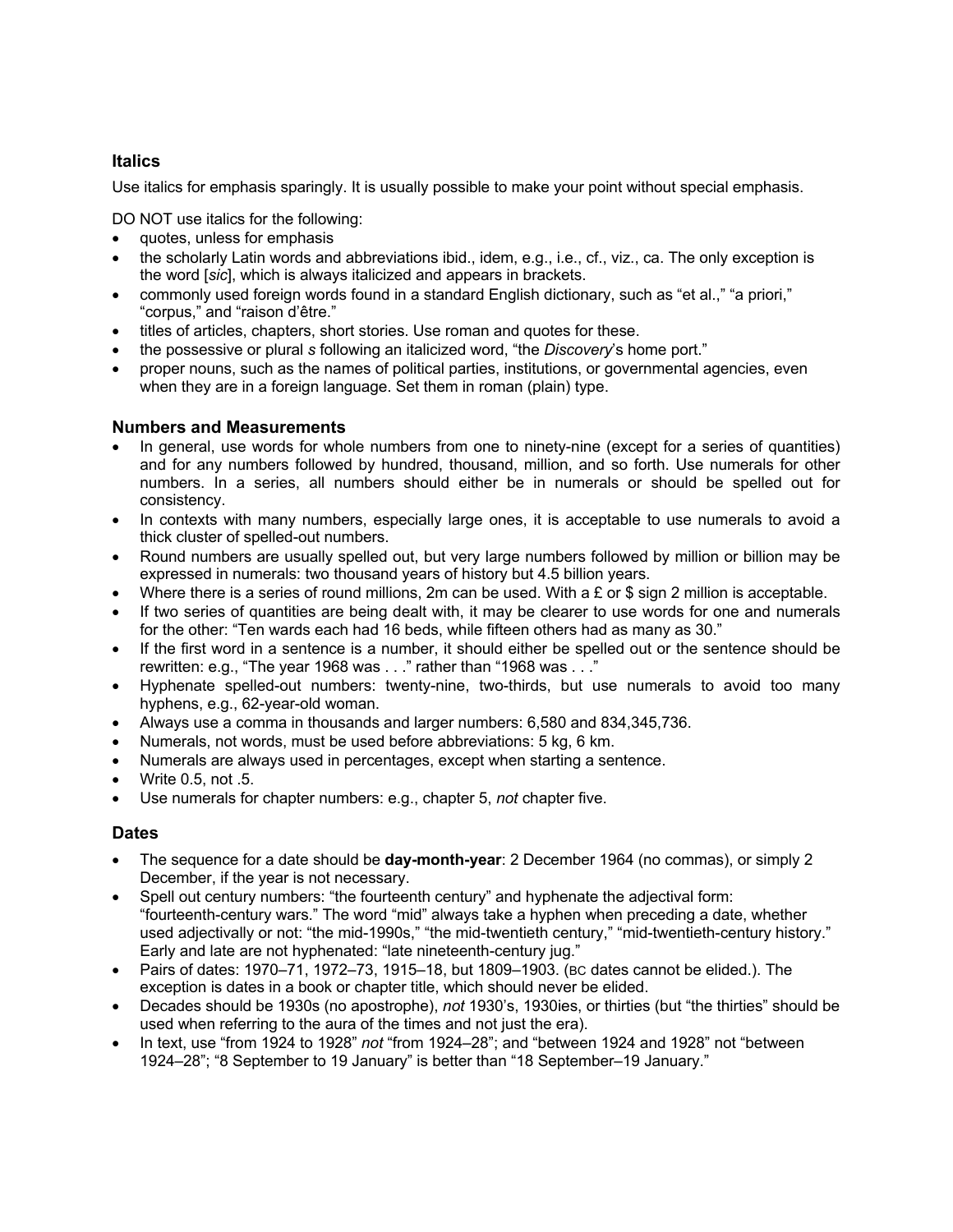### Italics

Use italics for emphasis sparingly. It is usually possible to make your point without special emphasis.

DO NOT use italics for the following:

- quotes, unless for emphasis
- the scholarly Latin words and abbreviations ibid., idem, e.g., i.e., cf., viz., ca. The only exception is the word [*sic*], which is always italicized and appears in brackets.
- commonly used foreign words found in a standard English dictionary, such as "et al.," "a priori," "corpus," and "raison d'être."
- titles of articles, chapters, short stories. Use roman and quotes for these.
- the possessive or plural *s* following an italicized word, "the *Discovery*'s home port."
- proper nouns, such as the names of political parties, institutions, or governmental agencies, even when they are in a foreign language. Set them in roman (plain) type.

### Numbers and Measurements

- In general, use words for whole numbers from one to ninety-nine (except for a series of quantities) and for any numbers followed by hundred, thousand, million, and so forth. Use numerals for other numbers. In a series, all numbers should either be in numerals or should be spelled out for consistency.
- In contexts with many numbers, especially large ones, it is acceptable to use numerals to avoid a thick cluster of spelled-out numbers.
- Round numbers are usually spelled out, but very large numbers followed by million or billion may be expressed in numerals: two thousand years of history but 4.5 billion years.
- Where there is a series of round millions, 2m can be used. With a £ or $ sign 2 million is acceptable.
- If two series of quantities are being dealt with, it may be clearer to use words for one and numerals for the other: "Ten wards each had 16 beds, while fifteen others had as many as 30."
- If the first word in a sentence is a number, it should either be spelled out or the sentence should be rewritten: e.g., "The year 1968 was . . ." rather than "1968 was . . ."
- Hyphenate spelled-out numbers: twenty-nine, two-thirds, but use numerals to avoid too many hyphens, e.g., 62-year-old woman.
- Always use a comma in thousands and larger numbers: 6,580 and 834,345,736.
- Numerals, not words, must be used before abbreviations: 5 kg, 6 km.
- Numerals are always used in percentages, except when starting a sentence.
- Write 0.5, not .5.
- Use numerals for chapter numbers: e.g., chapter 5, *not* chapter five.

### Dates

- The sequence for a date should be **day-month-year**: 2 December 1964 (no commas), or simply 2 December, if the year is not necessary.
- Spell out century numbers: "the fourteenth century" and hyphenate the adjectival form: "fourteenth-century wars." The word "mid" always take a hyphen when preceding a date, whether used adjectivally or not: "the mid-1990s," "the mid-twentieth century," "mid-twentieth-century history." Early and late are not hyphenated: "late nineteenth-century jug."
- Pairs of dates: 1970–71, 1972–73, 1915–18, but 1809–1903. (BC dates cannot be elided.). The exception is dates in a book or chapter title, which should never be elided.
- Decades should be 1930s (no apostrophe), *not* 1930's, 1930ies, or thirties (but "the thirties" should be used when referring to the aura of the times and not just the era).
- In text, use "from 1924 to 1928" *not* "from 1924–28"; and "between 1924 and 1928" not "between 1924–28"; "8 September to 19 January" is better than "18 September–19 January."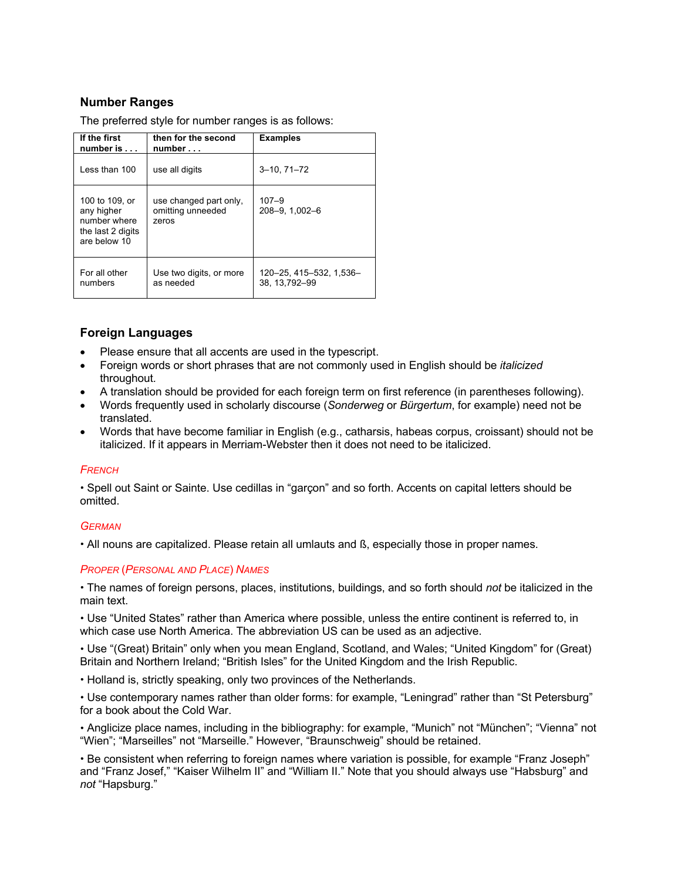## Number Ranges

The preferred style for number ranges is as follows:

| If the first number is . . . | then for the second number . . . | Examples |
|---|---|---|
| Less than 100 | use all digits | 3–10, 71–72 |
| 100 to 109, or any higher number where the last 2 digits are below 10 | use changed part only, omitting unneeded zeros | 107–9<br>208–9, 1,002–6 |
| For all other numbers | Use two digits, or more as needed | 120–25, 415–532, 1,536–38, 13,792–99 |

## Foreign Languages

- Please ensure that all accents are used in the typescript.
- Foreign words or short phrases that are not commonly used in English should be *italicized* throughout.
- A translation should be provided for each foreign term on first reference (in parentheses following).
- Words frequently used in scholarly discourse (*Sonderweg* or *Bürgertum*, for example) need not be translated.
- Words that have become familiar in English (e.g., catharsis, habeas corpus, croissant) should not be italicized. If it appears in Merriam-Webster then it does not need to be italicized.

### French

• Spell out Saint or Sainte. Use cedillas in "garçon" and so forth. Accents on capital letters should be omitted.

### German

• All nouns are capitalized. Please retain all umlauts and ß, especially those in proper names.

### Proper (Personal and Place) Names

• The names of foreign persons, places, institutions, buildings, and so forth should *not* be italicized in the main text.

• Use "United States" rather than America where possible, unless the entire continent is referred to, in which case use North America. The abbreviation US can be used as an adjective.

• Use "(Great) Britain" only when you mean England, Scotland, and Wales; "United Kingdom" for (Great) Britain and Northern Ireland; "British Isles" for the United Kingdom and the Irish Republic.

• Holland is, strictly speaking, only two provinces of the Netherlands.

• Use contemporary names rather than older forms: for example, "Leningrad" rather than "St Petersburg" for a book about the Cold War.

• Anglicize place names, including in the bibliography: for example, "Munich" not "München"; "Vienna" not "Wien"; "Marseilles" not "Marseille." However, "Braunschweig" should be retained.

• Be consistent when referring to foreign names where variation is possible, for example "Franz Joseph" and "Franz Josef," "Kaiser Wilhelm II" and "William II." Note that you should always use "Habsburg" and *not* "Hapsburg."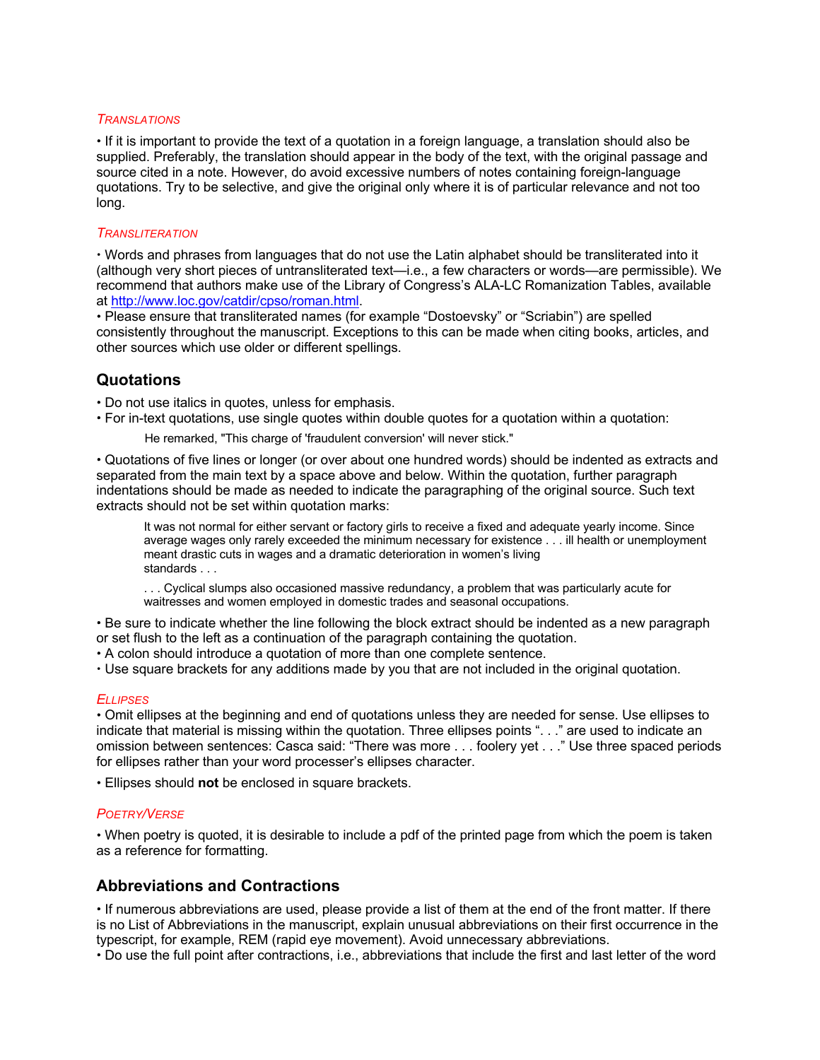### *Translations*

• If it is important to provide the text of a quotation in a foreign language, a translation should also be supplied. Preferably, the translation should appear in the body of the text, with the original passage and source cited in a note. However, do avoid excessive numbers of notes containing foreign-language quotations. Try to be selective, and give the original only where it is of particular relevance and not too long.

### *Transliteration*

• Words and phrases from languages that do not use the Latin alphabet should be transliterated into it (although very short pieces of untransliterated text—i.e., a few characters or words—are permissible). We recommend that authors make use of the Library of Congress's ALA-LC Romanization Tables, available at http://www.loc.gov/catdir/cpso/roman.html.

• Please ensure that transliterated names (for example "Dostoevsky" or "Scriabin") are spelled consistently throughout the manuscript. Exceptions to this can be made when citing books, articles, and other sources which use older or different spellings.

## Quotations

• Do not use italics in quotes, unless for emphasis.

• For in-text quotations, use single quotes within double quotes for a quotation within a quotation:

> He remarked, "This charge of 'fraudulent conversion' will never stick."

• Quotations of five lines or longer (or over about one hundred words) should be indented as extracts and separated from the main text by a space above and below. Within the quotation, further paragraph indentations should be made as needed to indicate the paragraphing of the original source. Such text extracts should not be set within quotation marks:

> It was not normal for either servant or factory girls to receive a fixed and adequate yearly income. Since average wages only rarely exceeded the minimum necessary for existence . . . ill health or unemployment meant drastic cuts in wages and a dramatic deterioration in women's living standards . . .
>
> . . . Cyclical slumps also occasioned massive redundancy, a problem that was particularly acute for waitresses and women employed in domestic trades and seasonal occupations.

• Be sure to indicate whether the line following the block extract should be indented as a new paragraph or set flush to the left as a continuation of the paragraph containing the quotation.

• A colon should introduce a quotation of more than one complete sentence.

• Use square brackets for any additions made by you that are not included in the original quotation.

### *Ellipses*

• Omit ellipses at the beginning and end of quotations unless they are needed for sense. Use ellipses to indicate that material is missing within the quotation. Three ellipses points ". . ." are used to indicate an omission between sentences: Casca said: "There was more . . . foolery yet . . ." Use three spaced periods for ellipses rather than your word processer's ellipses character.

• Ellipses should **not** be enclosed in square brackets.

### *Poetry/Verse*

• When poetry is quoted, it is desirable to include a pdf of the printed page from which the poem is taken as a reference for formatting.

## Abbreviations and Contractions

• If numerous abbreviations are used, please provide a list of them at the end of the front matter. If there is no List of Abbreviations in the manuscript, explain unusual abbreviations on their first occurrence in the typescript, for example, REM (rapid eye movement). Avoid unnecessary abbreviations.

• Do use the full point after contractions, i.e., abbreviations that include the first and last letter of the word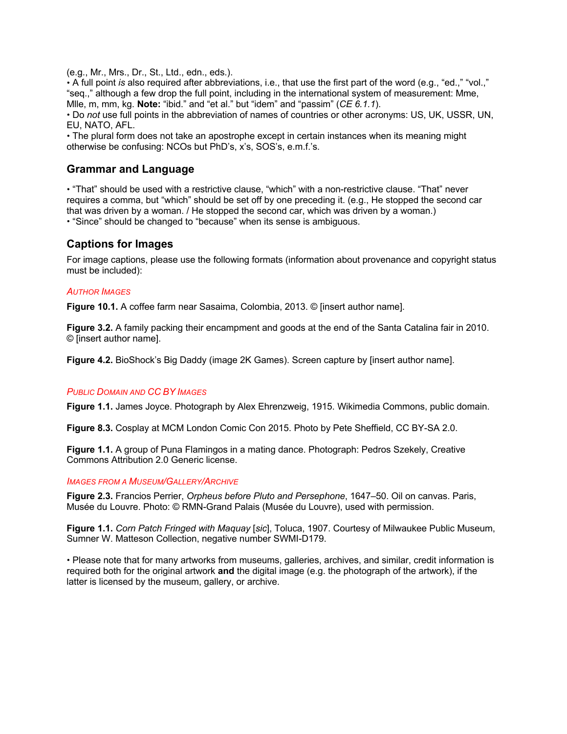(e.g., Mr., Mrs., Dr., St., Ltd., edn., eds.).

• A full point *is* also required after abbreviations, i.e., that use the first part of the word (e.g., “ed.,” “vol.,” “seq.,” although a few drop the full point, including in the international system of measurement: Mme, Mlle, m, mm, kg. **Note:** “ibid.” and “et al.” but “idem” and “passim” (*CE 6.1.1*).

• Do *not* use full points in the abbreviation of names of countries or other acronyms: US, UK, USSR, UN, EU, NATO, AFL.

• The plural form does not take an apostrophe except in certain instances when its meaning might otherwise be confusing: NCOs but PhD’s, x’s, SOS’s, e.m.f.’s.

## Grammar and Language

• “That” should be used with a restrictive clause, “which” with a non-restrictive clause. “That” never requires a comma, but “which” should be set off by one preceding it. (e.g., He stopped the second car that was driven by a woman. / He stopped the second car, which was driven by a woman.)

• “Since” should be changed to “because” when its sense is ambiguous.

## Captions for Images

For image captions, please use the following formats (information about provenance and copyright status must be included):

### *Author Images*

**Figure 10.1.** A coffee farm near Sasaima, Colombia, 2013. © [insert author name].

**Figure 3.2.** A family packing their encampment and goods at the end of the Santa Catalina fair in 2010. © [insert author name].

**Figure 4.2.** BioShock’s Big Daddy (image 2K Games). Screen capture by [insert author name].

### *Public Domain and CC BY Images*

**Figure 1.1.** James Joyce. Photograph by Alex Ehrenzweig, 1915. Wikimedia Commons, public domain.

**Figure 8.3.** Cosplay at MCM London Comic Con 2015. Photo by Pete Sheffield, CC BY-SA 2.0.

**Figure 1.1.** A group of Puna Flamingos in a mating dance. Photograph: Pedros Szekely, Creative Commons Attribution 2.0 Generic license.

### *Images from a Museum/Gallery/Archive*

**Figure 2.3.** Francios Perrier, *Orpheus before Pluto and Persephone*, 1647–50. Oil on canvas. Paris, Musée du Louvre. Photo: © RMN-Grand Palais (Musée du Louvre), used with permission.

**Figure 1.1.** *Corn Patch Fringed with Maquay* [*sic*], Toluca, 1907. Courtesy of Milwaukee Public Museum, Sumner W. Matteson Collection, negative number SWMI-D179.

• Please note that for many artworks from museums, galleries, archives, and similar, credit information is required both for the original artwork **and** the digital image (e.g. the photograph of the artwork), if the latter is licensed by the museum, gallery, or archive.